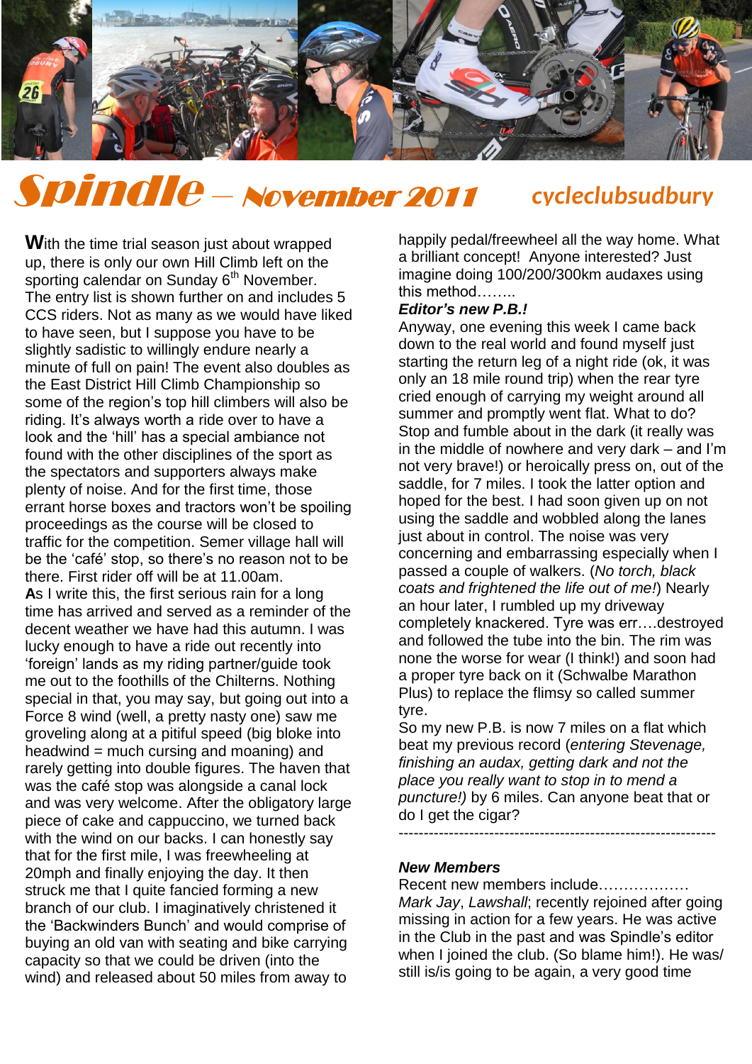# Spindle – November 2011

cycleclubsudbury

**W**ith the time trial season just about wrapped up, there is only our own Hill Climb left on the sporting calendar on Sunday 6th November. The entry list is shown further on and includes 5 CCS riders. Not as many as we would have liked to have seen, but I suppose you have to be slightly sadistic to willingly endure nearly a minute of full on pain! The event also doubles as the East District Hill Climb Championship so some of the region's top hill climbers will also be riding. It's always worth a ride over to have a look and the 'hill' has a special ambiance not found with the other disciplines of the sport as the spectators and supporters always make plenty of noise. And for the first time, those errant horse boxes and tractors won't be spoiling proceedings as the course will be closed to traffic for the competition. Semer village hall will be the 'café' stop, so there's no reason not to be there. First rider off will be at 11.00am.

**A**s I write this, the first serious rain for a long time has arrived and served as a reminder of the decent weather we have had this autumn. I was lucky enough to have a ride out recently into 'foreign' lands as my riding partner/guide took me out to the foothills of the Chilterns. Nothing special in that, you may say, but going out into a Force 8 wind (well, a pretty nasty one) saw me groveling along at a pitiful speed (big bloke into headwind = much cursing and moaning) and rarely getting into double figures. The haven that was the café stop was alongside a canal lock and was very welcome. After the obligatory large piece of cake and cappuccino, we turned back with the wind on our backs. I can honestly say that for the first mile, I was freewheeling at 20mph and finally enjoying the day. It then struck me that I quite fancied forming a new branch of our club. I imaginatively christened it the 'Backwinders Bunch' and would comprise of buying an old van with seating and bike carrying capacity so that we could be driven (into the wind) and released about 50 miles from away to happily pedal/freewheel all the way home. What a brilliant concept! Anyone interested? Just imagine doing 100/200/300km audaxes using this method……..

***Editor's new P.B.!***

Anyway, one evening this week I came back down to the real world and found myself just starting the return leg of a night ride (ok, it was only an 18 mile round trip) when the rear tyre cried enough of carrying my weight around all summer and promptly went flat. What to do? Stop and fumble about in the dark (it really was in the middle of nowhere and very dark – and I'm not very brave!) or heroically press on, out of the saddle, for 7 miles. I took the latter option and hoped for the best. I had soon given up on not using the saddle and wobbled along the lanes just about in control. The noise was very concerning and embarrassing especially when I passed a couple of walkers. (*No torch, black coats and frightened the life out of me!*) Nearly an hour later, I rumbled up my driveway completely knackered. Tyre was err….destroyed and followed the tube into the bin. The rim was none the worse for wear (I think!) and soon had a proper tyre back on it (Schwalbe Marathon Plus) to replace the flimsy so called summer tyre.

So my new P.B. is now 7 miles on a flat which beat my previous record (*entering Stevenage, finishing an audax, getting dark and not the place you really want to stop in to mend a puncture!)* by 6 miles. Can anyone beat that or do I get the cigar?

---

***New Members***

Recent new members include………………

*Mark Jay*, *Lawshall*; recently rejoined after going missing in action for a few years. He was active in the Club in the past and was Spindle's editor when I joined the club. (So blame him!). He was/ still is/is going to be again, a very good time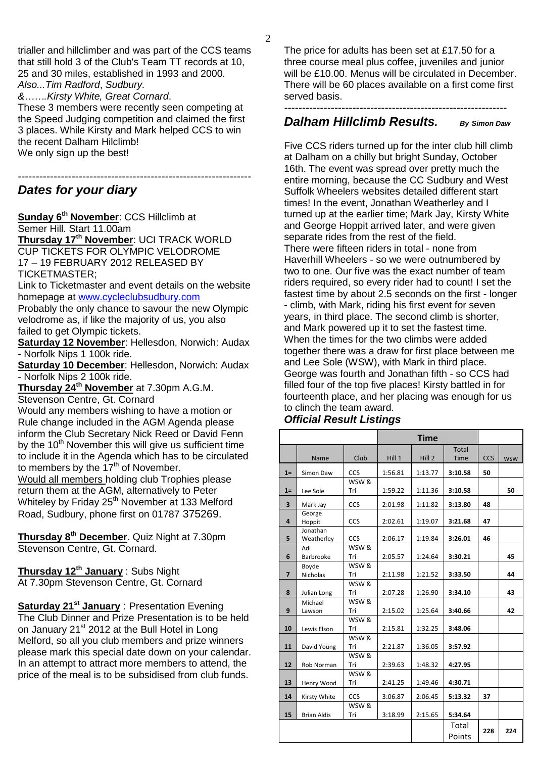trialler and hillclimber and was part of the CCS teams that still hold 3 of the Club's Team TT records at 10, 25 and 30 miles, established in 1993 and 2000.
*Also...Tim Radford*, *Sudbury.*
*&…….Kirsty White, Great Cornard*.
These 3 members were recently seen competing at the Speed Judging competition and claimed the first 3 places. While Kirsty and Mark helped CCS to win the recent Dalham Hilclimb!
We only sign up the best!

-----------------------------------------------------------------

## *Dates for your diary*

**Sunday 6th November**: CCS Hillclimb at Semer Hill. Start 11.00am

**Thursday 17th November**: UCI TRACK WORLD CUP TICKETS FOR OLYMPIC VELODROME 17 – 19 FEBRUARY 2012 RELEASED BY TICKETMASTER;
Link to Ticketmaster and event details on the website homepage at www.cycleclubsudbury.com
Probably the only chance to savour the new Olympic velodrome as, if like the majority of us, you also failed to get Olympic tickets.

**Saturday 12 November**: Hellesdon, Norwich: Audax - Norfolk Nips 1 100k ride.

**Saturday 10 December**: Hellesdon, Norwich: Audax - Norfolk Nips 2 100k ride.

**Thursday 24th November** at 7.30pm A.G.M. Stevenson Centre, Gt. Cornard
Would any members wishing to have a motion or Rule change included in the AGM Agenda please inform the Club Secretary Nick Reed or David Fenn by the 10th November this will give us sufficient time to include it in the Agenda which has to be circulated to members by the 17th of November.
Would all members holding club Trophies please return them at the AGM, alternatively to Peter Whiteley by Friday 25th November at 133 Melford Road, Sudbury, phone first on 01787 375269.

**Thursday 8th December**. Quiz Night at 7.30pm Stevenson Centre, Gt. Cornard.

**Thursday 12th January** : Subs Night
At 7.30pm Stevenson Centre, Gt. Cornard

**Saturday 21st January** : Presentation Evening
The Club Dinner and Prize Presentation is to be held on January 21st 2012 at the Bull Hotel in Long Melford, so all you club members and prize winners please mark this special date down on your calendar. In an attempt to attract more members to attend, the price of the meal is to be subsidised from club funds.

The price for adults has been set at £17.50 for a three course meal plus coffee, juveniles and junior will be £10.00. Menus will be circulated in December. There will be 60 places available on a first come first served basis.

-------------------------------------------------------------

## *Dalham Hillclimb Results.* *By Simon Daw*

Five CCS riders turned up for the inter club hill climb at Dalham on a chilly but bright Sunday, October 16th. The event was spread over pretty much the entire morning, because the CC Sudbury and West Suffolk Wheelers websites detailed different start times! In the event, Jonathan Weatherley and I turned up at the earlier time; Mark Jay, Kirsty White and George Hoppit arrived later, and were given separate rides from the rest of the field.
There were fifteen riders in total - none from Haverhill Wheelers - so we were outnumbered by two to one. Our five was the exact number of team riders required, so every rider had to count! I set the fastest time by about 2.5 seconds on the first - longer - climb, with Mark, riding his first event for seven years, in third place. The second climb is shorter, and Mark powered up it to set the fastest time. When the times for the two climbs were added together there was a draw for first place between me and Lee Sole (WSW), with Mark in third place. George was fourth and Jonathan fifth - so CCS had filled four of the top five places! Kirsty battled in for fourteenth place, and her placing was enough for us to clinch the team award.

### *Official Result Listings*

| | | | Time | | | | |
|---|---|---|---|---|---|---|---|
| | Name | Club | Hill 1 | Hill 2 | Total Time | CCS | WSW |
| 1= | Simon Daw | CCS | 1:56.81 | 1:13.77 | 3:10.58 | 50 | |
| 1= | Lee Sole | WSW & Tri | 1:59.22 | 1:11.36 | 3:10.58 | | 50 |
| 3 | Mark Jay | CCS | 2:01.98 | 1:11.82 | 3:13.80 | 48 | |
| 4 | George Hoppit | CCS | 2:02.61 | 1:19.07 | 3:21.68 | 47 | |
| 5 | Jonathan Weatherley | CCS | 2:06.17 | 1:19.84 | 3:26.01 | 46 | |
| 6 | Adi Barbrooke | WSW & Tri | 2:05.57 | 1:24.64 | 3:30.21 | | 45 |
| 7 | Boyde Nicholas | WSW & Tri | 2:11.98 | 1:21.52 | 3:33.50 | | 44 |
| 8 | Julian Long | WSW & Tri | 2:07.28 | 1:26.90 | 3:34.10 | | 43 |
| 9 | Michael Lawson | WSW & Tri | 2:15.02 | 1:25.64 | 3:40.66 | | 42 |
| 10 | Lewis Elson | WSW & Tri | 2:15.81 | 1:32.25 | 3:48.06 | | |
| 11 | David Young | WSW & Tri | 2:21.87 | 1:36.05 | 3:57.92 | | |
| 12 | Rob Norman | WSW & Tri | 2:39.63 | 1:48.32 | 4:27.95 | | |
| 13 | Henry Wood | WSW & Tri | 2:41.25 | 1:49.46 | 4:30.71 | | |
| 14 | Kirsty White | CCS | 3:06.87 | 2:06.45 | 5:13.32 | 37 | |
| 15 | Brian Aldis | WSW & Tri | 3:18.99 | 2:15.65 | 5:34.64 | | |
| | | | | | Total Points | 228 | 224 |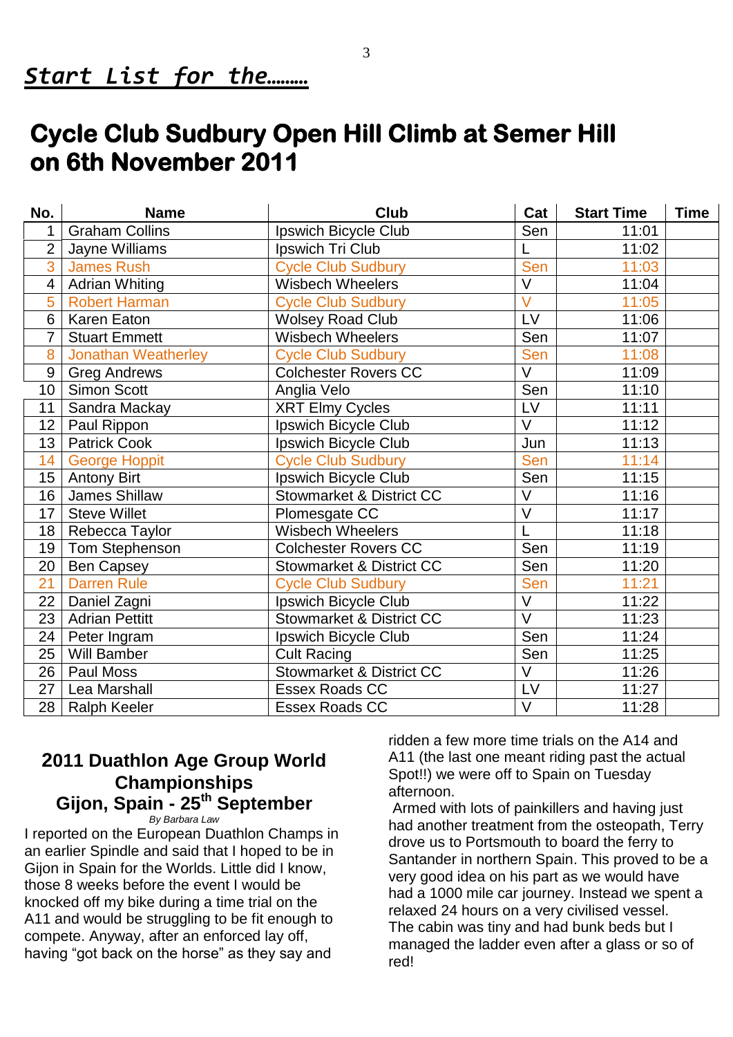***Start List for the………***

# Cycle Club Sudbury Open Hill Climb at Semer Hill on 6th November 2011

| No. | Name | Club | Cat | Start Time | Time |
|---|---|---|---|---|---|
| 1 | Graham Collins | Ipswich Bicycle Club | Sen | 11:01 | |
| 2 | Jayne Williams | Ipswich Tri Club | L | 11:02 | |
| 3 | James Rush | Cycle Club Sudbury | Sen | 11:03 | |
| 4 | Adrian Whiting | Wisbech Wheelers | V | 11:04 | |
| 5 | Robert Harman | Cycle Club Sudbury | V | 11:05 | |
| 6 | Karen Eaton | Wolsey Road Club | LV | 11:06 | |
| 7 | Stuart Emmett | Wisbech Wheelers | Sen | 11:07 | |
| 8 | Jonathan Weatherley | Cycle Club Sudbury | Sen | 11:08 | |
| 9 | Greg Andrews | Colchester Rovers CC | V | 11:09 | |
| 10 | Simon Scott | Anglia Velo | Sen | 11:10 | |
| 11 | Sandra Mackay | XRT Elmy Cycles | LV | 11:11 | |
| 12 | Paul Rippon | Ipswich Bicycle Club | V | 11:12 | |
| 13 | Patrick Cook | Ipswich Bicycle Club | Jun | 11:13 | |
| 14 | George Hoppit | Cycle Club Sudbury | Sen | 11:14 | |
| 15 | Antony Birt | Ipswich Bicycle Club | Sen | 11:15 | |
| 16 | James Shillaw | Stowmarket & District CC | V | 11:16 | |
| 17 | Steve Willet | Plomesgate CC | V | 11:17 | |
| 18 | Rebecca Taylor | Wisbech Wheelers | L | 11:18 | |
| 19 | Tom Stephenson | Colchester Rovers CC | Sen | 11:19 | |
| 20 | Ben Capsey | Stowmarket & District CC | Sen | 11:20 | |
| 21 | Darren Rule | Cycle Club Sudbury | Sen | 11:21 | |
| 22 | Daniel Zagni | Ipswich Bicycle Club | V | 11:22 | |
| 23 | Adrian Pettitt | Stowmarket & District CC | V | 11:23 | |
| 24 | Peter Ingram | Ipswich Bicycle Club | Sen | 11:24 | |
| 25 | Will Bamber | Cult Racing | Sen | 11:25 | |
| 26 | Paul Moss | Stowmarket & District CC | V | 11:26 | |
| 27 | Lea Marshall | Essex Roads CC | LV | 11:27 | |
| 28 | Ralph Keeler | Essex Roads CC | V | 11:28 | |

## 2011 Duathlon Age Group World Championships Gijon, Spain - 25th September

*By Barbara Law*

I reported on the European Duathlon Champs in an earlier Spindle and said that I hoped to be in Gijon in Spain for the Worlds. Little did I know, those 8 weeks before the event I would be knocked off my bike during a time trial on the A11 and would be struggling to be fit enough to compete. Anyway, after an enforced lay off, having "got back on the horse" as they say and ridden a few more time trials on the A14 and A11 (the last one meant riding past the actual Spot!!) we were off to Spain on Tuesday afternoon.

Armed with lots of painkillers and having just had another treatment from the osteopath, Terry drove us to Portsmouth to board the ferry to Santander in northern Spain. This proved to be a very good idea on his part as we would have had a 1000 mile car journey. Instead we spent a relaxed 24 hours on a very civilised vessel. The cabin was tiny and had bunk beds but I managed the ladder even after a glass or so of red!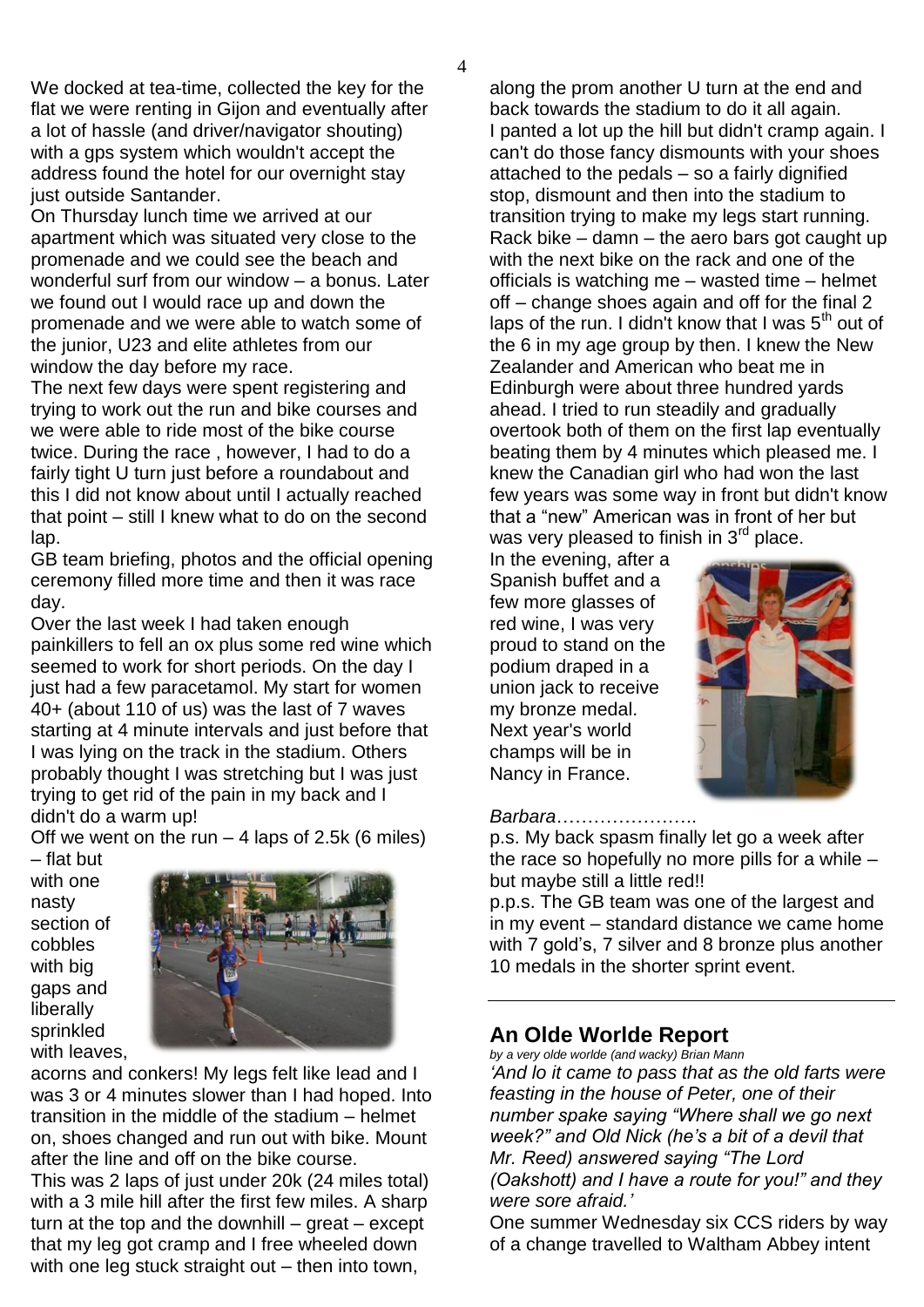We docked at tea-time, collected the key for the flat we were renting in Gijon and eventually after a lot of hassle (and driver/navigator shouting) with a gps system which wouldn't accept the address found the hotel for our overnight stay just outside Santander.

On Thursday lunch time we arrived at our apartment which was situated very close to the promenade and we could see the beach and wonderful surf from our window – a bonus. Later we found out I would race up and down the promenade and we were able to watch some of the junior, U23 and elite athletes from our window the day before my race.

The next few days were spent registering and trying to work out the run and bike courses and we were able to ride most of the bike course twice. During the race , however, I had to do a fairly tight U turn just before a roundabout and this I did not know about until I actually reached that point – still I knew what to do on the second lap.

GB team briefing, photos and the official opening ceremony filled more time and then it was race day.

Over the last week I had taken enough painkillers to fell an ox plus some red wine which seemed to work for short periods. On the day I just had a few paracetamol. My start for women 40+ (about 110 of us) was the last of 7 waves starting at 4 minute intervals and just before that I was lying on the track in the stadium. Others probably thought I was stretching but I was just trying to get rid of the pain in my back and I didn't do a warm up!

Off we went on the run – 4 laps of 2.5k (6 miles) – flat but with one nasty section of cobbles with big gaps and liberally sprinkled with leaves, acorns and conkers! My legs felt like lead and I was 3 or 4 minutes slower than I had hoped. Into transition in the middle of the stadium – helmet on, shoes changed and run out with bike. Mount after the line and off on the bike course.

This was 2 laps of just under 20k (24 miles total) with a 3 mile hill after the first few miles. A sharp turn at the top and the downhill – great – except that my leg got cramp and I free wheeled down with one leg stuck straight out – then into town, along the prom another U turn at the end and back towards the stadium to do it all again.

I panted a lot up the hill but didn't cramp again. I can't do those fancy dismounts with your shoes attached to the pedals – so a fairly dignified stop, dismount and then into the stadium to transition trying to make my legs start running. Rack bike – damn – the aero bars got caught up with the next bike on the rack and one of the officials is watching me – wasted time – helmet off – change shoes again and off for the final 2 laps of the run. I didn't know that I was 5th out of the 6 in my age group by then. I knew the New Zealander and American who beat me in Edinburgh were about three hundred yards ahead. I tried to run steadily and gradually overtook both of them on the first lap eventually beating them by 4 minutes which pleased me. I knew the Canadian girl who had won the last few years was some way in front but didn't know that a "new" American was in front of her but was very pleased to finish in 3rd place.

In the evening, after a Spanish buffet and a few more glasses of red wine, I was very proud to stand on the podium draped in a union jack to receive my bronze medal. Next year's world champs will be in Nancy in France.

*Barbara…………………..*

p.s. My back spasm finally let go a week after the race so hopefully no more pills for a while – but maybe still a little red!!

p.p.s. The GB team was one of the largest and in my event – standard distance we came home with 7 gold's, 7 silver and 8 bronze plus another 10 medals in the shorter sprint event.

---

## An Olde Worlde Report

*by a very olde worlde (and wacky) Brian Mann*

*'And lo it came to pass that as the old farts were feasting in the house of Peter, one of their number spake saying "Where shall we go next week?" and Old Nick (he's a bit of a devil that Mr. Reed) answered saying "The Lord (Oakshott) and I have a route for you!" and they were sore afraid.'*

One summer Wednesday six CCS riders by way of a change travelled to Waltham Abbey intent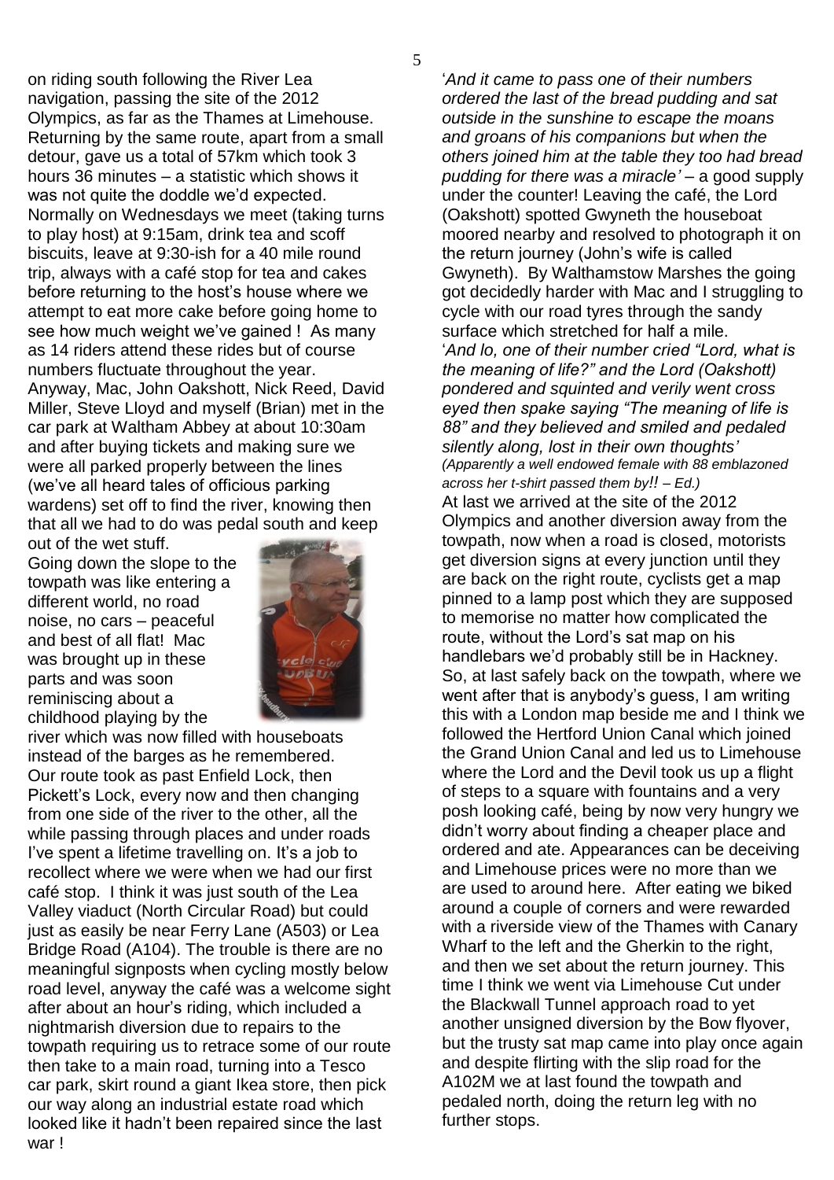on riding south following the River Lea navigation, passing the site of the 2012 Olympics, as far as the Thames at Limehouse. Returning by the same route, apart from a small detour, gave us a total of 57km which took 3 hours 36 minutes – a statistic which shows it was not quite the doddle we'd expected.

Normally on Wednesdays we meet (taking turns to play host) at 9:15am, drink tea and scoff biscuits, leave at 9:30-ish for a 40 mile round trip, always with a café stop for tea and cakes before returning to the host's house where we attempt to eat more cake before going home to see how much weight we've gained ! As many as 14 riders attend these rides but of course numbers fluctuate throughout the year.

Anyway, Mac, John Oakshott, Nick Reed, David Miller, Steve Lloyd and myself (Brian) met in the car park at Waltham Abbey at about 10:30am and after buying tickets and making sure we were all parked properly between the lines (we've all heard tales of officious parking wardens) set off to find the river, knowing then that all we had to do was pedal south and keep out of the wet stuff.

Going down the slope to the towpath was like entering a different world, no road noise, no cars – peaceful and best of all flat! Mac was brought up in these parts and was soon reminiscing about a childhood playing by the river which was now filled with houseboats instead of the barges as he remembered.

Our route took as past Enfield Lock, then Pickett's Lock, every now and then changing from one side of the river to the other, all the while passing through places and under roads I've spent a lifetime travelling on. It's a job to recollect where we were when we had our first café stop. I think it was just south of the Lea Valley viaduct (North Circular Road) but could just as easily be near Ferry Lane (A503) or Lea Bridge Road (A104). The trouble is there are no meaningful signposts when cycling mostly below road level, anyway the café was a welcome sight after about an hour's riding, which included a nightmarish diversion due to repairs to the towpath requiring us to retrace some of our route then take to a main road, turning into a Tesco car park, skirt round a giant Ikea store, then pick our way along an industrial estate road which looked like it hadn't been repaired since the last war !

'*And it came to pass one of their numbers ordered the last of the bread pudding and sat outside in the sunshine to escape the moans and groans of his companions but when the others joined him at the table they too had bread pudding for there was a miracle'* – a good supply under the counter! Leaving the café, the Lord (Oakshott) spotted Gwyneth the houseboat moored nearby and resolved to photograph it on the return journey (John's wife is called Gwyneth). By Walthamstow Marshes the going got decidedly harder with Mac and I struggling to cycle with our road tyres through the sandy surface which stretched for half a mile.

'*And lo, one of their number cried "Lord, what is the meaning of life?" and the Lord (Oakshott) pondered and squinted and verily went cross eyed then spake saying "The meaning of life is 88" and they believed and smiled and pedaled silently along, lost in their own thoughts'*
*(Apparently a well endowed female with 88 emblazoned across her t-shirt passed them by!! – Ed.)*

At last we arrived at the site of the 2012 Olympics and another diversion away from the towpath, now when a road is closed, motorists get diversion signs at every junction until they are back on the right route, cyclists get a map pinned to a lamp post which they are supposed to memorise no matter how complicated the route, without the Lord's sat map on his handlebars we'd probably still be in Hackney. So, at last safely back on the towpath, where we went after that is anybody's guess, I am writing this with a London map beside me and I think we followed the Hertford Union Canal which joined the Grand Union Canal and led us to Limehouse where the Lord and the Devil took us up a flight of steps to a square with fountains and a very posh looking café, being by now very hungry we didn't worry about finding a cheaper place and ordered and ate. Appearances can be deceiving and Limehouse prices were no more than we are used to around here. After eating we biked around a couple of corners and were rewarded with a riverside view of the Thames with Canary Wharf to the left and the Gherkin to the right, and then we set about the return journey. This time I think we went via Limehouse Cut under the Blackwall Tunnel approach road to yet another unsigned diversion by the Bow flyover, but the trusty sat map came into play once again and despite flirting with the slip road for the A102M we at last found the towpath and pedaled north, doing the return leg with no further stops.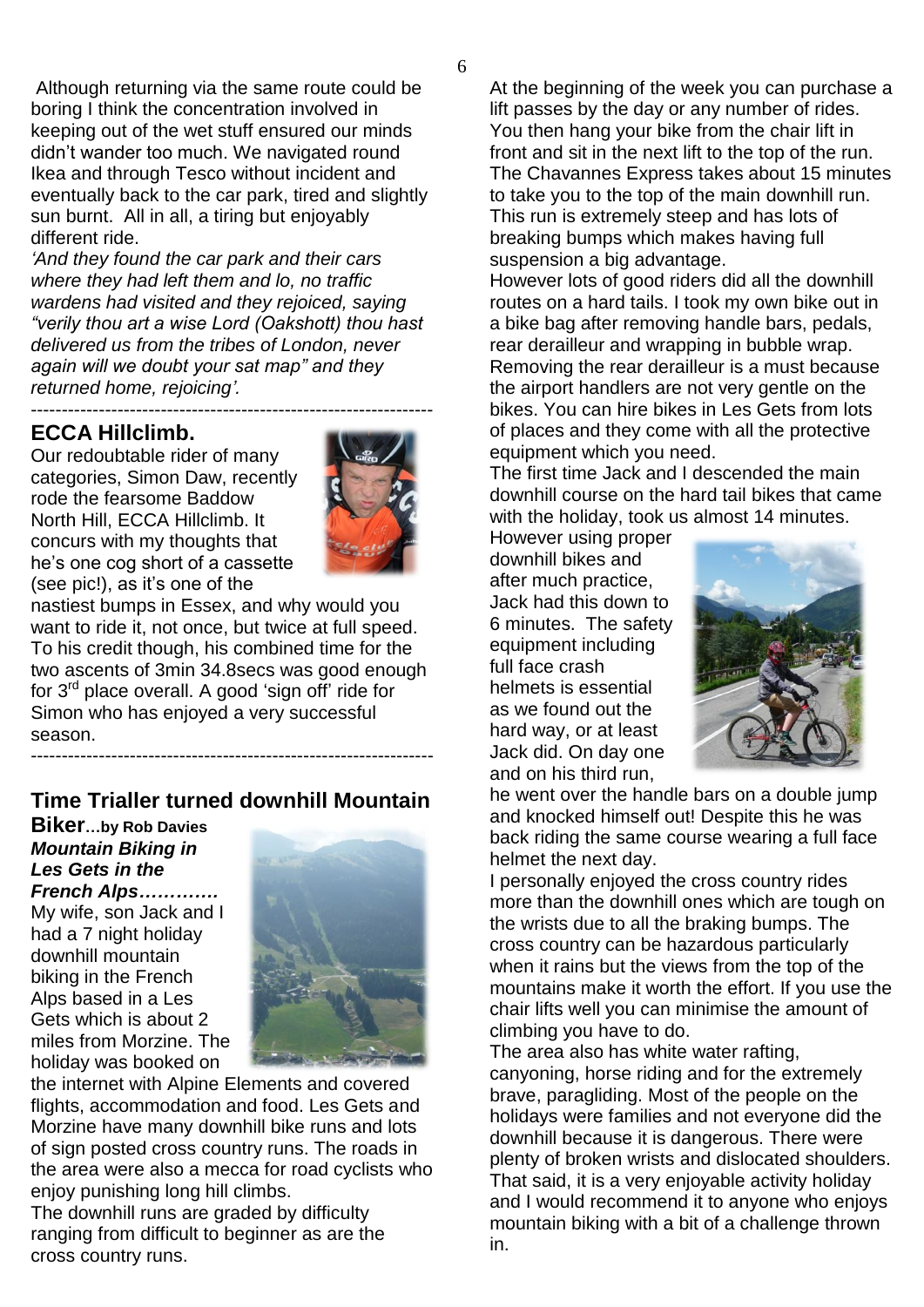Although returning via the same route could be boring I think the concentration involved in keeping out of the wet stuff ensured our minds didn't wander too much. We navigated round Ikea and through Tesco without incident and eventually back to the car park, tired and slightly sun burnt. All in all, a tiring but enjoyably different ride.

*'And they found the car park and their cars where they had left them and lo, no traffic wardens had visited and they rejoiced, saying "verily thou art a wise Lord (Oakshott) thou hast delivered us from the tribes of London, never again will we doubt your sat map" and they returned home, rejoicing'.*

---

## ECCA Hillclimb.

Our redoubtable rider of many categories, Simon Daw, recently rode the fearsome Baddow North Hill, ECCA Hillclimb. It concurs with my thoughts that he's one cog short of a cassette (see pic!), as it's one of the nastiest bumps in Essex, and why would you want to ride it, not once, but twice at full speed. To his credit though, his combined time for the two ascents of 3min 34.8secs was good enough for 3rd place overall. A good 'sign off' ride for Simon who has enjoyed a very successful season.

---

## Time Trialler turned downhill Mountain Biker…by Rob Davies

***Mountain Biking in Les Gets in the French Alps………….***

My wife, son Jack and I had a 7 night holiday downhill mountain biking in the French Alps based in a Les Gets which is about 2 miles from Morzine. The holiday was booked on the internet with Alpine Elements and covered flights, accommodation and food. Les Gets and Morzine have many downhill bike runs and lots of sign posted cross country runs. The roads in the area were also a mecca for road cyclists who enjoy punishing long hill climbs.

The downhill runs are graded by difficulty ranging from difficult to beginner as are the cross country runs.

At the beginning of the week you can purchase a lift passes by the day or any number of rides. You then hang your bike from the chair lift in front and sit in the next lift to the top of the run. The Chavannes Express takes about 15 minutes to take you to the top of the main downhill run. This run is extremely steep and has lots of breaking bumps which makes having full suspension a big advantage.

However lots of good riders did all the downhill routes on a hard tails. I took my own bike out in a bike bag after removing handle bars, pedals, rear derailleur and wrapping in bubble wrap. Removing the rear derailleur is a must because the airport handlers are not very gentle on the bikes. You can hire bikes in Les Gets from lots of places and they come with all the protective equipment which you need.

The first time Jack and I descended the main downhill course on the hard tail bikes that came with the holiday, took us almost 14 minutes. However using proper downhill bikes and after much practice, Jack had this down to 6 minutes. The safety equipment including full face crash helmets is essential as we found out the hard way, or at least Jack did. On day one and on his third run, he went over the handle bars on a double jump and knocked himself out! Despite this he was back riding the same course wearing a full face helmet the next day.

I personally enjoyed the cross country rides more than the downhill ones which are tough on the wrists due to all the braking bumps. The cross country can be hazardous particularly when it rains but the views from the top of the mountains make it worth the effort. If you use the chair lifts well you can minimise the amount of climbing you have to do.

The area also has white water rafting, canyoning, horse riding and for the extremely brave, paragliding. Most of the people on the holidays were families and not everyone did the downhill because it is dangerous. There were plenty of broken wrists and dislocated shoulders. That said, it is a very enjoyable activity holiday and I would recommend it to anyone who enjoys mountain biking with a bit of a challenge thrown in.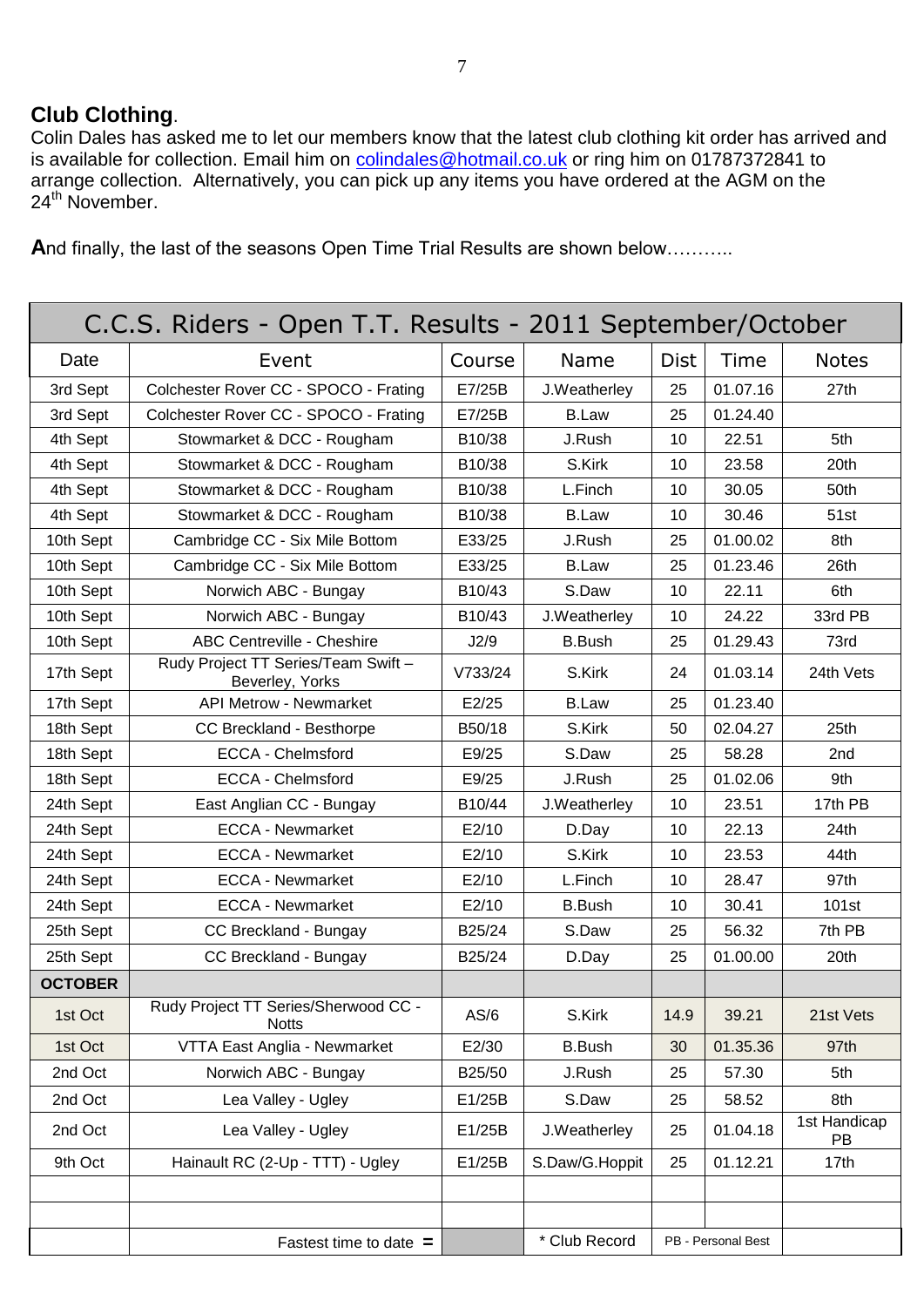## **Club Clothing**.

Colin Dales has asked me to let our members know that the latest club clothing kit order has arrived and is available for collection. Email him on colindales@hotmail.co.uk or ring him on 01787372841 to arrange collection. Alternatively, you can pick up any items you have ordered at the AGM on the 24th November.

**A**nd finally, the last of the seasons Open Time Trial Results are shown below………..

| C.C.S. Riders - Open T.T. Results - 2011 September/October | | | | | | |
|---|---|---|---|---|---|---|
| Date | Event | Course | Name | Dist | Time | Notes |
| 3rd Sept | Colchester Rover CC - SPOCO - Frating | E7/25B | J.Weatherley | 25 | 01.07.16 | 27th |
| 3rd Sept | Colchester Rover CC - SPOCO - Frating | E7/25B | B.Law | 25 | 01.24.40 | |
| 4th Sept | Stowmarket & DCC - Rougham | B10/38 | J.Rush | 10 | 22.51 | 5th |
| 4th Sept | Stowmarket & DCC - Rougham | B10/38 | S.Kirk | 10 | 23.58 | 20th |
| 4th Sept | Stowmarket & DCC - Rougham | B10/38 | L.Finch | 10 | 30.05 | 50th |
| 4th Sept | Stowmarket & DCC - Rougham | B10/38 | B.Law | 10 | 30.46 | 51st |
| 10th Sept | Cambridge CC - Six Mile Bottom | E33/25 | J.Rush | 25 | 01.00.02 | 8th |
| 10th Sept | Cambridge CC - Six Mile Bottom | E33/25 | B.Law | 25 | 01.23.46 | 26th |
| 10th Sept | Norwich ABC - Bungay | B10/43 | S.Daw | 10 | 22.11 | 6th |
| 10th Sept | Norwich ABC - Bungay | B10/43 | J.Weatherley | 10 | 24.22 | 33rd PB |
| 10th Sept | ABC Centreville - Cheshire | J2/9 | B.Bush | 25 | 01.29.43 | 73rd |
| 17th Sept | Rudy Project TT Series/Team Swift – Beverley, Yorks | V733/24 | S.Kirk | 24 | 01.03.14 | 24th Vets |
| 17th Sept | API Metrow - Newmarket | E2/25 | B.Law | 25 | 01.23.40 | |
| 18th Sept | CC Breckland - Besthorpe | B50/18 | S.Kirk | 50 | 02.04.27 | 25th |
| 18th Sept | ECCA - Chelmsford | E9/25 | S.Daw | 25 | 58.28 | 2nd |
| 18th Sept | ECCA - Chelmsford | E9/25 | J.Rush | 25 | 01.02.06 | 9th |
| 24th Sept | East Anglian CC - Bungay | B10/44 | J.Weatherley | 10 | 23.51 | 17th PB |
| 24th Sept | ECCA - Newmarket | E2/10 | D.Day | 10 | 22.13 | 24th |
| 24th Sept | ECCA - Newmarket | E2/10 | S.Kirk | 10 | 23.53 | 44th |
| 24th Sept | ECCA - Newmarket | E2/10 | L.Finch | 10 | 28.47 | 97th |
| 24th Sept | ECCA - Newmarket | E2/10 | B.Bush | 10 | 30.41 | 101st |
| 25th Sept | CC Breckland - Bungay | B25/24 | S.Daw | 25 | 56.32 | 7th PB |
| 25th Sept | CC Breckland - Bungay | B25/24 | D.Day | 25 | 01.00.00 | 20th |
| **OCTOBER** | | | | | | |
| 1st Oct | Rudy Project TT Series/Sherwood CC - Notts | AS/6 | S.Kirk | 14.9 | 39.21 | 21st Vets |
| 1st Oct | VTTA East Anglia - Newmarket | E2/30 | B.Bush | 30 | 01.35.36 | 97th |
| 2nd Oct | Norwich ABC - Bungay | B25/50 | J.Rush | 25 | 57.30 | 5th |
| 2nd Oct | Lea Valley - Ugley | E1/25B | S.Daw | 25 | 58.52 | 8th |
| 2nd Oct | Lea Valley - Ugley | E1/25B | J.Weatherley | 25 | 01.04.18 | 1st Handicap PB |
| 9th Oct | Hainault RC (2-Up - TTT) - Ugley | E1/25B | S.Daw/G.Hoppit | 25 | 01.12.21 | 17th |
| | | | | | | |
| | | | | | | |
| | Fastest time to date **=** | | * Club Record | PB - Personal Best | | |